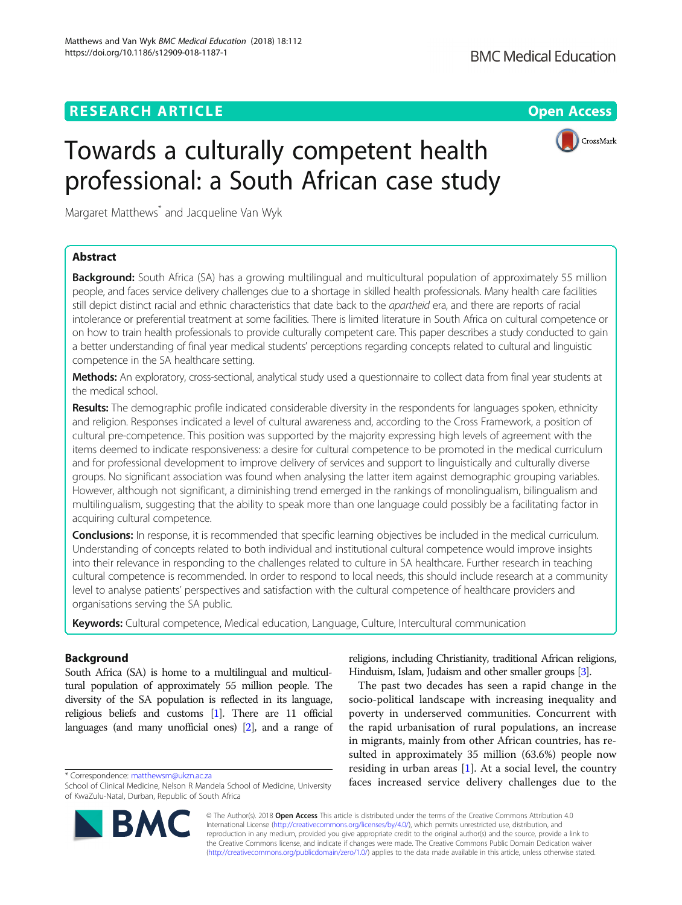RESEARCH ARTICLE

Open Access

# Towards a culturally competent health professional: a South African case study

Margaret Matthews* and Jacqueline Van Wyk

## Abstract

**Background:** South Africa (SA) has a growing multilingual and multicultural population of approximately 55 million people, and faces service delivery challenges due to a shortage in skilled health professionals. Many health care facilities still depict distinct racial and ethnic characteristics that date back to the *apartheid* era, and there are reports of racial intolerance or preferential treatment at some facilities. There is limited literature in South Africa on cultural competence or on how to train health professionals to provide culturally competent care. This paper describes a study conducted to gain a better understanding of final year medical students' perceptions regarding concepts related to cultural and linguistic competence in the SA healthcare setting.

**Methods:** An exploratory, cross-sectional, analytical study used a questionnaire to collect data from final year students at the medical school.

**Results:** The demographic profile indicated considerable diversity in the respondents for languages spoken, ethnicity and religion. Responses indicated a level of cultural awareness and, according to the Cross Framework, a position of cultural pre-competence. This position was supported by the majority expressing high levels of agreement with the items deemed to indicate responsiveness: a desire for cultural competence to be promoted in the medical curriculum and for professional development to improve delivery of services and support to linguistically and culturally diverse groups. No significant association was found when analysing the latter item against demographic grouping variables. However, although not significant, a diminishing trend emerged in the rankings of monolingualism, bilingualism and multilingualism, suggesting that the ability to speak more than one language could possibly be a facilitating factor in acquiring cultural competence.

**Conclusions:** In response, it is recommended that specific learning objectives be included in the medical curriculum. Understanding of concepts related to both individual and institutional cultural competence would improve insights into their relevance in responding to the challenges related to culture in SA healthcare. Further research in teaching cultural competence is recommended. In order to respond to local needs, this should include research at a community level to analyse patients' perspectives and satisfaction with the cultural competence of healthcare providers and organisations serving the SA public.

**Keywords:** Cultural competence, Medical education, Language, Culture, Intercultural communication

## Background

South Africa (SA) is home to a multilingual and multicultural population of approximately 55 million people. The diversity of the SA population is reflected in its language, religious beliefs and customs [1]. There are 11 official languages (and many unofficial ones) [2], and a range of religions, including Christianity, traditional African religions, Hinduism, Islam, Judaism and other smaller groups [3].

The past two decades has seen a rapid change in the socio-political landscape with increasing inequality and poverty in underserved communities. Concurrent with the rapid urbanisation of rural populations, an increase in migrants, mainly from other African countries, has resulted in approximately 35 million (63.6%) people now residing in urban areas [1]. At a social level, the country faces increased service delivery challenges due to the

\* Correspondence: matthewsm@ukzn.ac.za
School of Clinical Medicine, Nelson R Mandela School of Medicine, University of KwaZulu-Natal, Durban, Republic of South Africa

© The Author(s). 2018 **Open Access** This article is distributed under the terms of the Creative Commons Attribution 4.0 International License (http://creativecommons.org/licenses/by/4.0/), which permits unrestricted use, distribution, and reproduction in any medium, provided you give appropriate credit to the original author(s) and the source, provide a link to the Creative Commons license, and indicate if changes were made. The Creative Commons Public Domain Dedication waiver (http://creativecommons.org/publicdomain/zero/1.0/) applies to the data made available in this article, unless otherwise stated.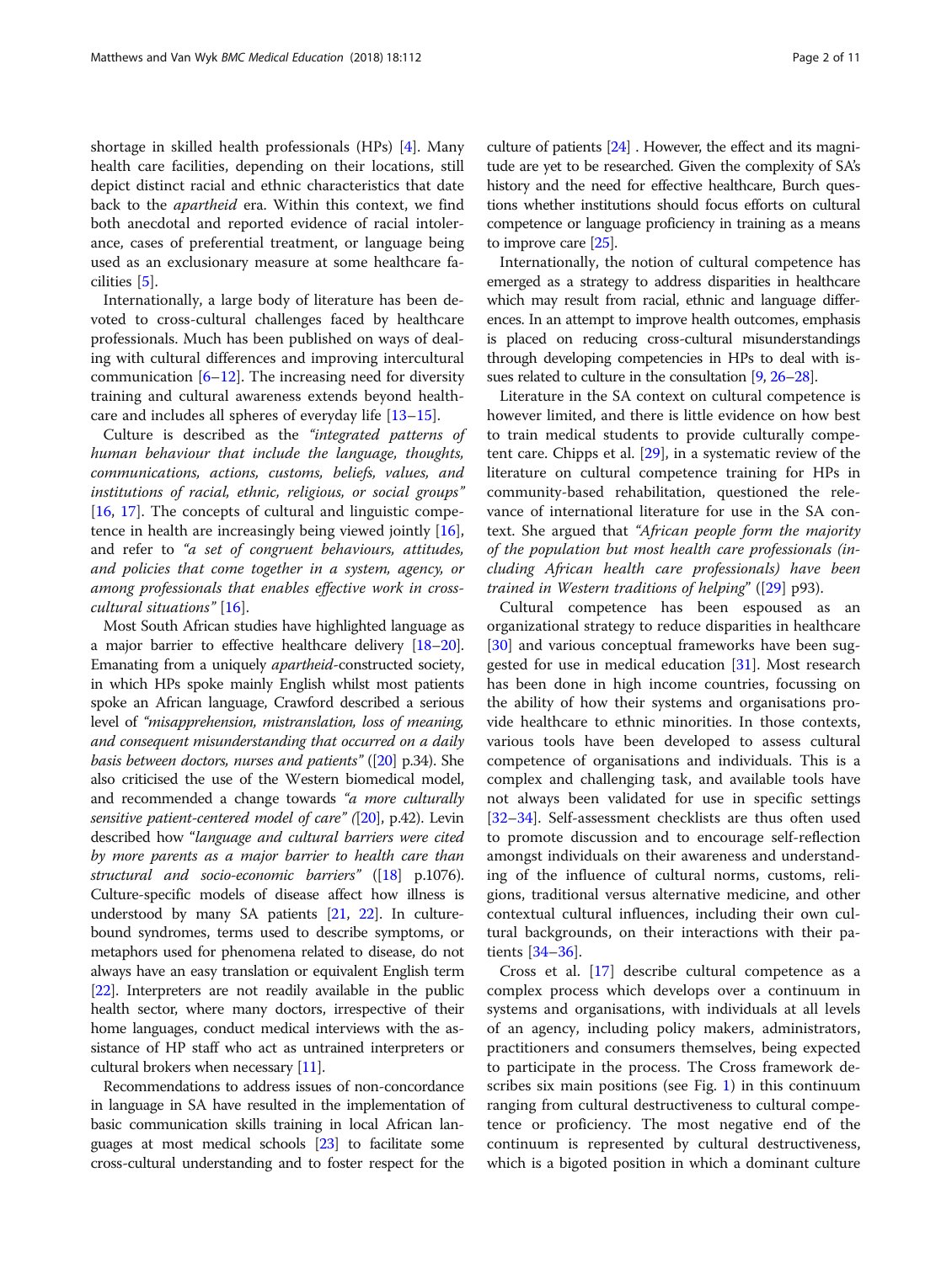shortage in skilled health professionals (HPs) [4]. Many health care facilities, depending on their locations, still depict distinct racial and ethnic characteristics that date back to the *apartheid* era. Within this context, we find both anecdotal and reported evidence of racial intolerance, cases of preferential treatment, or language being used as an exclusionary measure at some healthcare facilities [5].

Internationally, a large body of literature has been devoted to cross-cultural challenges faced by healthcare professionals. Much has been published on ways of dealing with cultural differences and improving intercultural communication [6–12]. The increasing need for diversity training and cultural awareness extends beyond healthcare and includes all spheres of everyday life [13–15].

Culture is described as the *"integrated patterns of human behaviour that include the language, thoughts, communications, actions, customs, beliefs, values, and institutions of racial, ethnic, religious, or social groups"* [16, 17]. The concepts of cultural and linguistic competence in health are increasingly being viewed jointly [16], and refer to *"a set of congruent behaviours, attitudes, and policies that come together in a system, agency, or among professionals that enables effective work in cross-cultural situations"* [16].

Most South African studies have highlighted language as a major barrier to effective healthcare delivery [18–20]. Emanating from a uniquely *apartheid*-constructed society, in which HPs spoke mainly English whilst most patients spoke an African language, Crawford described a serious level of *"misapprehension, mistranslation, loss of meaning, and consequent misunderstanding that occurred on a daily basis between doctors, nurses and patients"* ([20] p.34). She also criticised the use of the Western biomedical model, and recommended a change towards *"a more culturally sensitive patient-centered model of care"* ([20], p.42). Levin described how *"language and cultural barriers were cited by more parents as a major barrier to health care than structural and socio-economic barriers"* ([18] p.1076). Culture-specific models of disease affect how illness is understood by many SA patients [21, 22]. In culture-bound syndromes, terms used to describe symptoms, or metaphors used for phenomena related to disease, do not always have an easy translation or equivalent English term [22]. Interpreters are not readily available in the public health sector, where many doctors, irrespective of their home languages, conduct medical interviews with the assistance of HP staff who act as untrained interpreters or cultural brokers when necessary [11].

Recommendations to address issues of non-concordance in language in SA have resulted in the implementation of basic communication skills training in local African languages at most medical schools [23] to facilitate some cross-cultural understanding and to foster respect for the culture of patients [24] . However, the effect and its magnitude are yet to be researched. Given the complexity of SA's history and the need for effective healthcare, Burch questions whether institutions should focus efforts on cultural competence or language proficiency in training as a means to improve care [25].

Internationally, the notion of cultural competence has emerged as a strategy to address disparities in healthcare which may result from racial, ethnic and language differences. In an attempt to improve health outcomes, emphasis is placed on reducing cross-cultural misunderstandings through developing competencies in HPs to deal with issues related to culture in the consultation [9, 26–28].

Literature in the SA context on cultural competence is however limited, and there is little evidence on how best to train medical students to provide culturally competent care. Chipps et al. [29], in a systematic review of the literature on cultural competence training for HPs in community-based rehabilitation, questioned the relevance of international literature for use in the SA context. She argued that *"African people form the majority of the population but most health care professionals (including African health care professionals) have been trained in Western traditions of helping"* ([29] p93).

Cultural competence has been espoused as an organizational strategy to reduce disparities in healthcare [30] and various conceptual frameworks have been suggested for use in medical education [31]. Most research has been done in high income countries, focussing on the ability of how their systems and organisations provide healthcare to ethnic minorities. In those contexts, various tools have been developed to assess cultural competence of organisations and individuals. This is a complex and challenging task, and available tools have not always been validated for use in specific settings [32–34]. Self-assessment checklists are thus often used to promote discussion and to encourage self-reflection amongst individuals on their awareness and understanding of the influence of cultural norms, customs, religions, traditional versus alternative medicine, and other contextual cultural influences, including their own cultural backgrounds, on their interactions with their patients [34–36].

Cross et al. [17] describe cultural competence as a complex process which develops over a continuum in systems and organisations, with individuals at all levels of an agency, including policy makers, administrators, practitioners and consumers themselves, being expected to participate in the process. The Cross framework describes six main positions (see Fig. 1) in this continuum ranging from cultural destructiveness to cultural competence or proficiency. The most negative end of the continuum is represented by cultural destructiveness, which is a bigoted position in which a dominant culture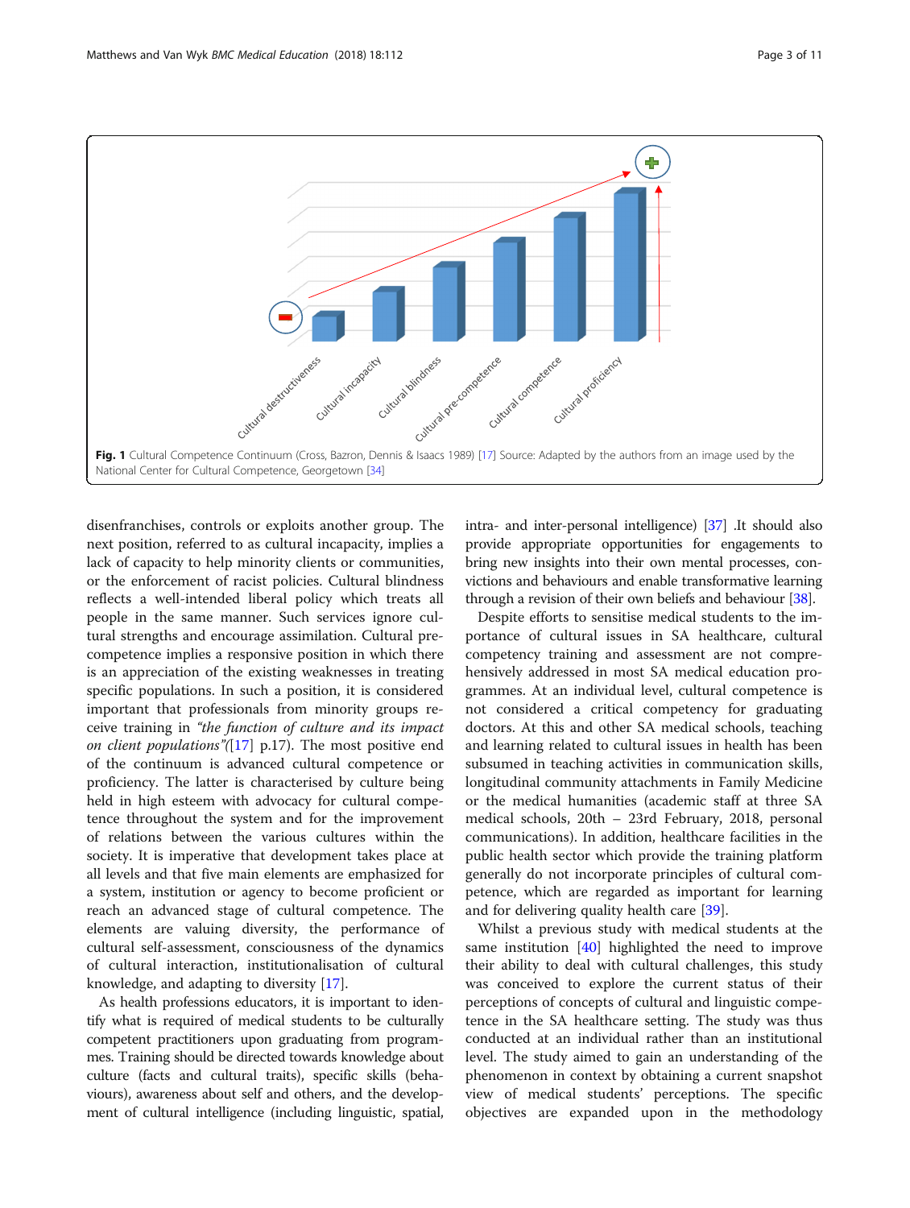Fig. 1 Cultural Competence Continuum (Cross, Bazron, Dennis & Isaacs 1989) [17] Source: Adapted by the authors from an image used by the National Center for Cultural Competence, Georgetown [34]

disenfranchises, controls or exploits another group. The next position, referred to as cultural incapacity, implies a lack of capacity to help minority clients or communities, or the enforcement of racist policies. Cultural blindness reflects a well-intended liberal policy which treats all people in the same manner. Such services ignore cultural strengths and encourage assimilation. Cultural pre-competence implies a responsive position in which there is an appreciation of the existing weaknesses in treating specific populations. In such a position, it is considered important that professionals from minority groups receive training in *"the function of culture and its impact on client populations"*([17] p.17). The most positive end of the continuum is advanced cultural competence or proficiency. The latter is characterised by culture being held in high esteem with advocacy for cultural competence throughout the system and for the improvement of relations between the various cultures within the society. It is imperative that development takes place at all levels and that five main elements are emphasized for a system, institution or agency to become proficient or reach an advanced stage of cultural competence. The elements are valuing diversity, the performance of cultural self-assessment, consciousness of the dynamics of cultural interaction, institutionalisation of cultural knowledge, and adapting to diversity [17].

As health professions educators, it is important to identify what is required of medical students to be culturally competent practitioners upon graduating from programmes. Training should be directed towards knowledge about culture (facts and cultural traits), specific skills (behaviours), awareness about self and others, and the development of cultural intelligence (including linguistic, spatial, intra- and inter-personal intelligence) [37] .It should also provide appropriate opportunities for engagements to bring new insights into their own mental processes, convictions and behaviours and enable transformative learning through a revision of their own beliefs and behaviour [38].

Despite efforts to sensitise medical students to the importance of cultural issues in SA healthcare, cultural competency training and assessment are not comprehensively addressed in most SA medical education programmes. At an individual level, cultural competence is not considered a critical competency for graduating doctors. At this and other SA medical schools, teaching and learning related to cultural issues in health has been subsumed in teaching activities in communication skills, longitudinal community attachments in Family Medicine or the medical humanities (academic staff at three SA medical schools, 20th – 23rd February, 2018, personal communications). In addition, healthcare facilities in the public health sector which provide the training platform generally do not incorporate principles of cultural competence, which are regarded as important for learning and for delivering quality health care [39].

Whilst a previous study with medical students at the same institution [40] highlighted the need to improve their ability to deal with cultural challenges, this study was conceived to explore the current status of their perceptions of concepts of cultural and linguistic competence in the SA healthcare setting. The study was thus conducted at an individual rather than an institutional level. The study aimed to gain an understanding of the phenomenon in context by obtaining a current snapshot view of medical students' perceptions. The specific objectives are expanded upon in the methodology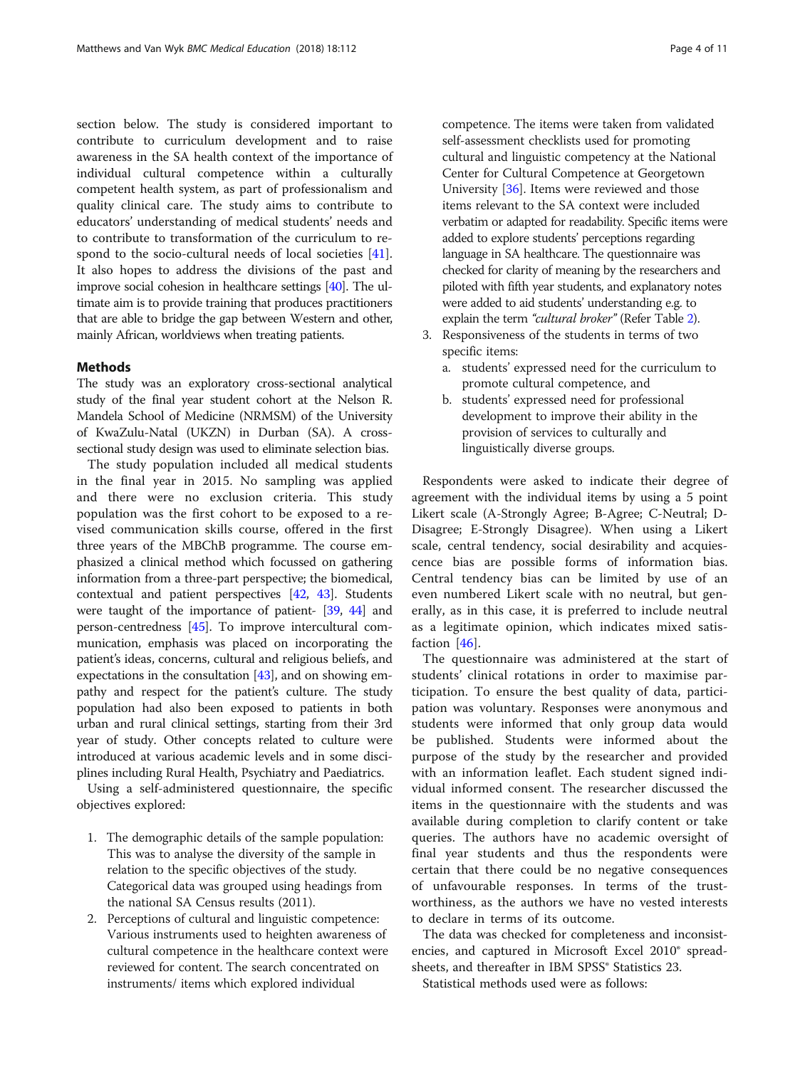section below. The study is considered important to contribute to curriculum development and to raise awareness in the SA health context of the importance of individual cultural competence within a culturally competent health system, as part of professionalism and quality clinical care. The study aims to contribute to educators' understanding of medical students' needs and to contribute to transformation of the curriculum to respond to the socio-cultural needs of local societies [41]. It also hopes to address the divisions of the past and improve social cohesion in healthcare settings [40]. The ultimate aim is to provide training that produces practitioners that are able to bridge the gap between Western and other, mainly African, worldviews when treating patients.

## Methods

The study was an exploratory cross-sectional analytical study of the final year student cohort at the Nelson R. Mandela School of Medicine (NRMSM) of the University of KwaZulu-Natal (UKZN) in Durban (SA). A cross-sectional study design was used to eliminate selection bias.

The study population included all medical students in the final year in 2015. No sampling was applied and there were no exclusion criteria. This study population was the first cohort to be exposed to a revised communication skills course, offered in the first three years of the MBChB programme. The course emphasized a clinical method which focussed on gathering information from a three-part perspective; the biomedical, contextual and patient perspectives [42, 43]. Students were taught of the importance of patient- [39, 44] and person-centredness [45]. To improve intercultural communication, emphasis was placed on incorporating the patient's ideas, concerns, cultural and religious beliefs, and expectations in the consultation [43], and on showing empathy and respect for the patient's culture. The study population had also been exposed to patients in both urban and rural clinical settings, starting from their 3rd year of study. Other concepts related to culture were introduced at various academic levels and in some disciplines including Rural Health, Psychiatry and Paediatrics.

Using a self-administered questionnaire, the specific objectives explored:

1. The demographic details of the sample population: This was to analyse the diversity of the sample in relation to the specific objectives of the study. Categorical data was grouped using headings from the national SA Census results (2011).
2. Perceptions of cultural and linguistic competence: Various instruments used to heighten awareness of cultural competence in the healthcare context were reviewed for content. The search concentrated on instruments/ items which explored individual competence. The items were taken from validated self-assessment checklists used for promoting cultural and linguistic competency at the National Center for Cultural Competence at Georgetown University [36]. Items were reviewed and those items relevant to the SA context were included verbatim or adapted for readability. Specific items were added to explore students' perceptions regarding language in SA healthcare. The questionnaire was checked for clarity of meaning by the researchers and piloted with fifth year students, and explanatory notes were added to aid students' understanding e.g. to explain the term *"cultural broker"* (Refer Table 2).
3. Responsiveness of the students in terms of two specific items:
   a. students' expressed need for the curriculum to promote cultural competence, and
   b. students' expressed need for professional development to improve their ability in the provision of services to culturally and linguistically diverse groups.

Respondents were asked to indicate their degree of agreement with the individual items by using a 5 point Likert scale (A-Strongly Agree; B-Agree; C-Neutral; D-Disagree; E-Strongly Disagree). When using a Likert scale, central tendency, social desirability and acquiescence bias are possible forms of information bias. Central tendency bias can be limited by use of an even numbered Likert scale with no neutral, but generally, as in this case, it is preferred to include neutral as a legitimate opinion, which indicates mixed satisfaction [46].

The questionnaire was administered at the start of students' clinical rotations in order to maximise participation. To ensure the best quality of data, participation was voluntary. Responses were anonymous and students were informed that only group data would be published. Students were informed about the purpose of the study by the researcher and provided with an information leaflet. Each student signed individual informed consent. The researcher discussed the items in the questionnaire with the students and was available during completion to clarify content or take queries. The authors have no academic oversight of final year students and thus the respondents were certain that there could be no negative consequences of unfavourable responses. In terms of the trustworthiness, as the authors we have no vested interests to declare in terms of its outcome.

The data was checked for completeness and inconsistencies, and captured in Microsoft Excel 2010® spreadsheets, and thereafter in IBM SPSS® Statistics 23.

Statistical methods used were as follows: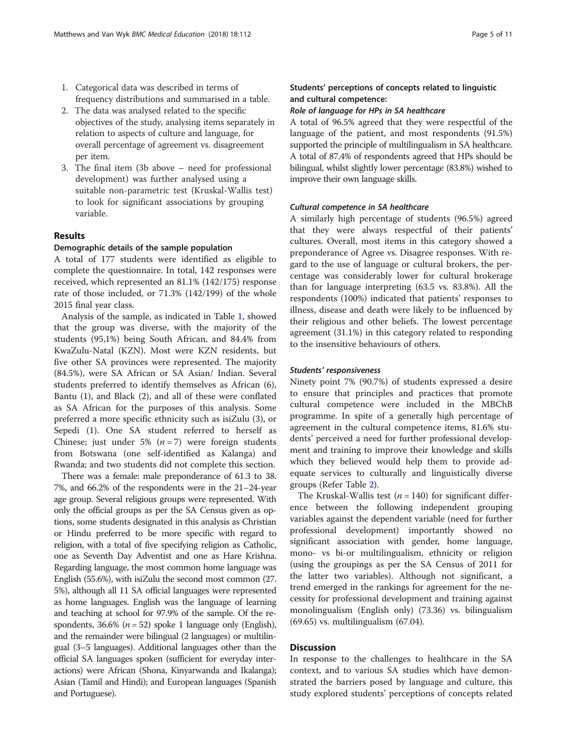1. Categorical data was described in terms of frequency distributions and summarised in a table.
2. The data was analysed related to the specific objectives of the study, analysing items separately in relation to aspects of culture and language, for overall percentage of agreement vs. disagreement per item.
3. The final item (3b above – need for professional development) was further analysed using a suitable non-parametric test (Kruskal-Wallis test) to look for significant associations by grouping variable.

## Results

### Demographic details of the sample population

A total of 177 students were identified as eligible to complete the questionnaire. In total, 142 responses were received, which represented an 81.1% (142/175) response rate of those included, or 71.3% (142/199) of the whole 2015 final year class.

Analysis of the sample, as indicated in Table 1, showed that the group was diverse, with the majority of the students (95,1%) being South African, and 84.4% from KwaZulu-Natal (KZN). Most were KZN residents, but five other SA provinces were represented. The majority (84.5%), were SA African or SA Asian/ Indian. Several students preferred to identify themselves as African (6), Bantu (1), and Black (2), and all of these were conflated as SA African for the purposes of this analysis. Some preferred a more specific ethnicity such as isiZulu (3), or Sepedi (1). One SA student referred to herself as Chinese; just under 5% ($n = 7$) were foreign students from Botswana (one self-identified as Kalanga) and Rwanda; and two students did not complete this section.

There was a female: male preponderance of 61.3 to 38.7%, and 66.2% of the respondents were in the 21–24-year age group. Several religious groups were represented. With only the official groups as per the SA Census given as options, some students designated in this analysis as Christian or Hindu preferred to be more specific with regard to religion, with a total of five specifying religion as Catholic, one as Seventh Day Adventist and one as Hare Krishna. Regarding language, the most common home language was English (55.6%), with isiZulu the second most common (27.5%), although all 11 SA official languages were represented as home languages. English was the language of learning and teaching at school for 97.9% of the sample. Of the respondents, 36.6% ($n = 52$) spoke 1 language only (English), and the remainder were bilingual (2 languages) or multilingual (3–5 languages). Additional languages other than the official SA languages spoken (sufficient for everyday interactions) were African (Shona, Kinyarwanda and Ikalanga); Asian (Tamil and Hindi); and European languages (Spanish and Portuguese).

### Students' perceptions of concepts related to linguistic and cultural competence:

#### *Role of language for HPs in SA healthcare*

A total of 96.5% agreed that they were respectful of the language of the patient, and most respondents (91.5%) supported the principle of multilingualism in SA healthcare. A total of 87.4% of respondents agreed that HPs should be bilingual, whilst slightly lower percentage (83.8%) wished to improve their own language skills.

#### *Cultural competence in SA healthcare*

A similarly high percentage of students (96.5%) agreed that they were always respectful of their patients' cultures. Overall, most items in this category showed a preponderance of Agree vs. Disagree responses. With regard to the use of language or cultural brokers, the percentage was considerably lower for cultural brokerage than for language interpreting (63.5 vs. 83.8%). All the respondents (100%) indicated that patients' responses to illness, disease and death were likely to be influenced by their religious and other beliefs. The lowest percentage agreement (31.1%) in this category related to responding to the insensitive behaviours of others.

#### *Students' responsiveness*

Ninety point 7% (90.7%) of students expressed a desire to ensure that principles and practices that promote cultural competence were included in the MBChB programme. In spite of a generally high percentage of agreement in the cultural competence items, 81.6% students' perceived a need for further professional development and training to improve their knowledge and skills which they believed would help them to provide adequate services to culturally and linguistically diverse groups (Refer Table 2).

The Kruskal-Wallis test ($n = 140$) for significant difference between the following independent grouping variables against the dependent variable (need for further professional development) importantly showed no significant association with gender, home language, mono- vs bi-or multilingualism, ethnicity or religion (using the groupings as per the SA Census of 2011 for the latter two variables). Although not significant, a trend emerged in the rankings for agreement for the necessity for professional development and training against monolingualism (English only) (73.36) vs. bilingualism (69.65) vs. multilingualism (67.04).

## Discussion

In response to the challenges to healthcare in the SA context, and to various SA studies which have demonstrated the barriers posed by language and culture, this study explored students' perceptions of concepts related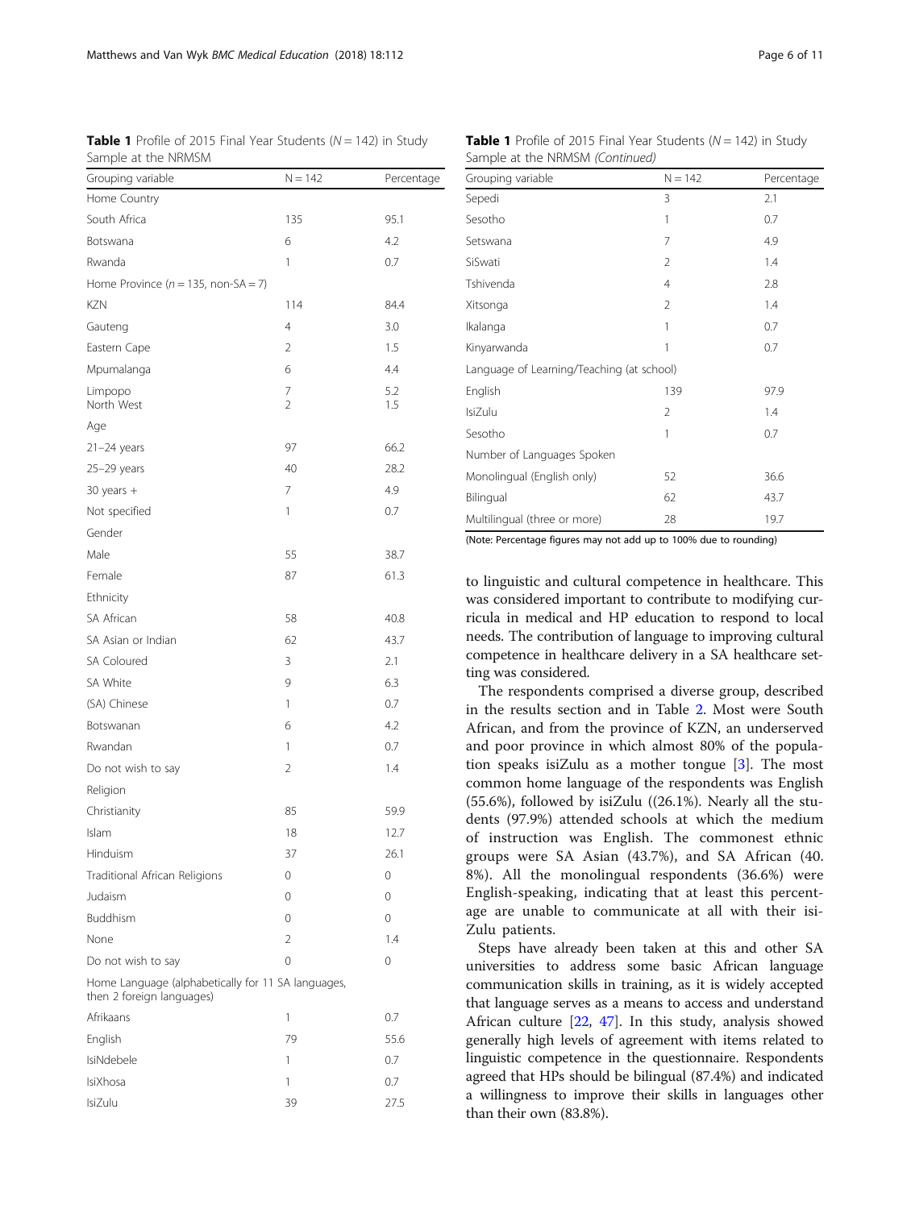**Table 1** Profile of 2015 Final Year Students ($N = 142$) in Study Sample at the NRMSM

| Grouping variable | N = 142 | Percentage |
|---|---|---|
| Home Country | | |
| South Africa | 135 | 95.1 |
| Botswana | 6 | 4.2 |
| Rwanda | 1 | 0.7 |
| Home Province ($n = 135$, non-SA = 7) | | |
| KZN | 114 | 84.4 |
| Gauteng | 4 | 3.0 |
| Eastern Cape | 2 | 1.5 |
| Mpumalanga | 6 | 4.4 |
| Limpopo | 7 | 5.2 |
| North West | 2 | 1.5 |
| Age | | |
| 21–24 years | 97 | 66.2 |
| 25–29 years | 40 | 28.2 |
| 30 years + | 7 | 4.9 |
| Not specified | 1 | 0.7 |
| Gender | | |
| Male | 55 | 38.7 |
| Female | 87 | 61.3 |
| Ethnicity | | |
| SA African | 58 | 40.8 |
| SA Asian or Indian | 62 | 43.7 |
| SA Coloured | 3 | 2.1 |
| SA White | 9 | 6.3 |
| (SA) Chinese | 1 | 0.7 |
| Botswanan | 6 | 4.2 |
| Rwandan | 1 | 0.7 |
| Do not wish to say | 2 | 1.4 |
| Religion | | |
| Christianity | 85 | 59.9 |
| Islam | 18 | 12.7 |
| Hinduism | 37 | 26.1 |
| Traditional African Religions | 0 | 0 |
| Judaism | 0 | 0 |
| Buddhism | 0 | 0 |
| None | 2 | 1.4 |
| Do not wish to say | 0 | 0 |
| Home Language (alphabetically for 11 SA languages, then 2 foreign languages) | | |
| Afrikaans | 1 | 0.7 |
| English | 79 | 55.6 |
| IsiNdebele | 1 | 0.7 |
| IsiXhosa | 1 | 0.7 |
| IsiZulu | 39 | 27.5 |
| Sepedi | 3 | 2.1 |
| Sesotho | 1 | 0.7 |
| Setswana | 7 | 4.9 |
| SiSwati | 2 | 1.4 |
| Tshivenda | 4 | 2.8 |
| Xitsonga | 2 | 1.4 |
| Ikalanga | 1 | 0.7 |
| Kinyarwanda | 1 | 0.7 |
| Language of Learning/Teaching (at school) | | |
| English | 139 | 97.9 |
| IsiZulu | 2 | 1.4 |
| Sesotho | 1 | 0.7 |
| Number of Languages Spoken | | |
| Monolingual (English only) | 52 | 36.6 |
| Bilingual | 62 | 43.7 |
| Multilingual (three or more) | 28 | 19.7 |

(Note: Percentage figures may not add up to 100% due to rounding)

to linguistic and cultural competence in healthcare. This was considered important to contribute to modifying curricula in medical and HP education to respond to local needs. The contribution of language to improving cultural competence in healthcare delivery in a SA healthcare setting was considered.

The respondents comprised a diverse group, described in the results section and in Table 2. Most were South African, and from the province of KZN, an underserved and poor province in which almost 80% of the population speaks isiZulu as a mother tongue [3]. The most common home language of the respondents was English (55.6%), followed by isiZulu ((26.1%). Nearly all the students (97.9%) attended schools at which the medium of instruction was English. The commonest ethnic groups were SA Asian (43.7%), and SA African (40.8%). All the monolingual respondents (36.6%) were English-speaking, indicating that at least this percentage are unable to communicate at all with their isiZulu patients.

Steps have already been taken at this and other SA universities to address some basic African language communication skills in training, as it is widely accepted that language serves as a means to access and understand African culture [22, 47]. In this study, analysis showed generally high levels of agreement with items related to linguistic competence in the questionnaire. Respondents agreed that HPs should be bilingual (87.4%) and indicated a willingness to improve their skills in languages other than their own (83.8%).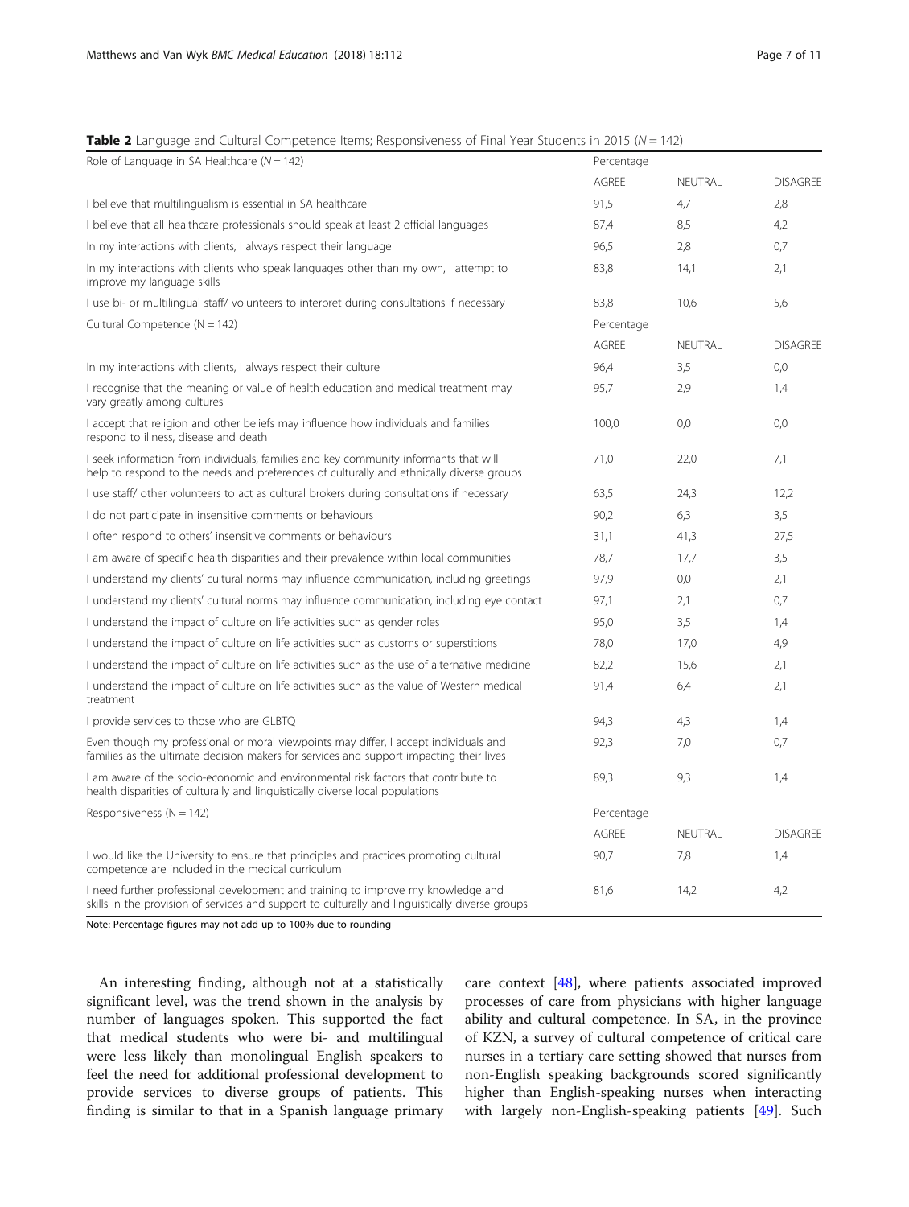**Table 2** Language and Cultural Competence Items; Responsiveness of Final Year Students in 2015 ($N = 142$)

| Role of Language in SA Healthcare ($N = 142$) | Percentage | | |
|---|---|---|---|
| | AGREE | NEUTRAL | DISAGREE |
| I believe that multilingualism is essential in SA healthcare | 91,5 | 4,7 | 2,8 |
| I believe that all healthcare professionals should speak at least 2 official languages | 87,4 | 8,5 | 4,2 |
| In my interactions with clients, I always respect their language | 96,5 | 2,8 | 0,7 |
| In my interactions with clients who speak languages other than my own, I attempt to improve my language skills | 83,8 | 14,1 | 2,1 |
| I use bi- or multilingual staff/ volunteers to interpret during consultations if necessary | 83,8 | 10,6 | 5,6 |
| Cultural Competence ($N = 142$) | Percentage | | |
| | AGREE | NEUTRAL | DISAGREE |
| In my interactions with clients, I always respect their culture | 96,4 | 3,5 | 0,0 |
| I recognise that the meaning or value of health education and medical treatment may vary greatly among cultures | 95,7 | 2,9 | 1,4 |
| I accept that religion and other beliefs may influence how individuals and families respond to illness, disease and death | 100,0 | 0,0 | 0,0 |
| I seek information from individuals, families and key community informants that will help to respond to the needs and preferences of culturally and ethnically diverse groups | 71,0 | 22,0 | 7,1 |
| I use staff/ other volunteers to act as cultural brokers during consultations if necessary | 63,5 | 24,3 | 12,2 |
| I do not participate in insensitive comments or behaviours | 90,2 | 6,3 | 3,5 |
| I often respond to others' insensitive comments or behaviours | 31,1 | 41,3 | 27,5 |
| I am aware of specific health disparities and their prevalence within local communities | 78,7 | 17,7 | 3,5 |
| I understand my clients' cultural norms may influence communication, including greetings | 97,9 | 0,0 | 2,1 |
| I understand my clients' cultural norms may influence communication, including eye contact | 97,1 | 2,1 | 0,7 |
| I understand the impact of culture on life activities such as gender roles | 95,0 | 3,5 | 1,4 |
| I understand the impact of culture on life activities such as customs or superstitions | 78,0 | 17,0 | 4,9 |
| I understand the impact of culture on life activities such as the use of alternative medicine | 82,2 | 15,6 | 2,1 |
| I understand the impact of culture on life activities such as the value of Western medical treatment | 91,4 | 6,4 | 2,1 |
| I provide services to those who are GLBTQ | 94,3 | 4,3 | 1,4 |
| Even though my professional or moral viewpoints may differ, I accept individuals and families as the ultimate decision makers for services and support impacting their lives | 92,3 | 7,0 | 0,7 |
| I am aware of the socio-economic and environmental risk factors that contribute to health disparities of culturally and linguistically diverse local populations | 89,3 | 9,3 | 1,4 |
| Responsiveness ($N = 142$) | Percentage | | |
| | AGREE | NEUTRAL | DISAGREE |
| I would like the University to ensure that principles and practices promoting cultural competence are included in the medical curriculum | 90,7 | 7,8 | 1,4 |
| I need further professional development and training to improve my knowledge and skills in the provision of services and support to culturally and linguistically diverse groups | 81,6 | 14,2 | 4,2 |

Note: Percentage figures may not add up to 100% due to rounding

An interesting finding, although not at a statistically significant level, was the trend shown in the analysis by number of languages spoken. This supported the fact that medical students who were bi- and multilingual were less likely than monolingual English speakers to feel the need for additional professional development to provide services to diverse groups of patients. This finding is similar to that in a Spanish language primary care context [48], where patients associated improved processes of care from physicians with higher language ability and cultural competence. In SA, in the province of KZN, a survey of cultural competence of critical care nurses in a tertiary care setting showed that nurses from non-English speaking backgrounds scored significantly higher than English-speaking nurses when interacting with largely non-English-speaking patients [49]. Such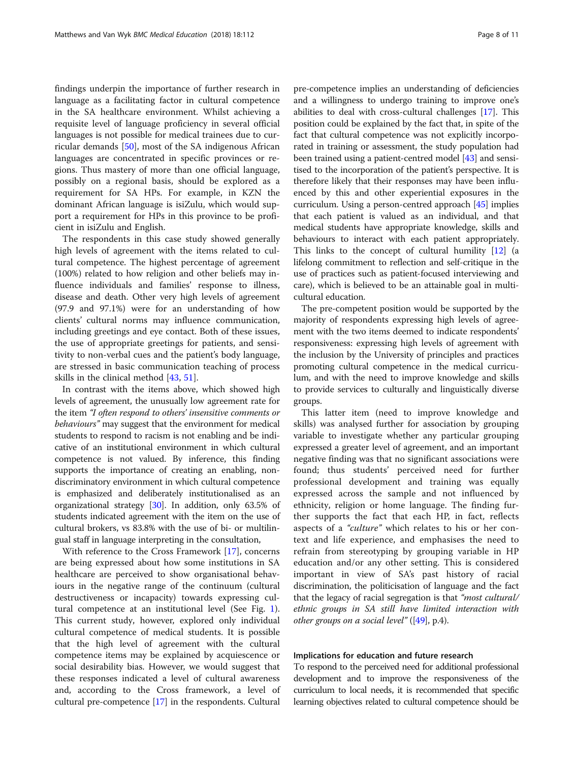findings underpin the importance of further research in language as a facilitating factor in cultural competence in the SA healthcare environment. Whilst achieving a requisite level of language proficiency in several official languages is not possible for medical trainees due to curricular demands [50], most of the SA indigenous African languages are concentrated in specific provinces or regions. Thus mastery of more than one official language, possibly on a regional basis, should be explored as a requirement for SA HPs. For example, in KZN the dominant African language is isiZulu, which would support a requirement for HPs in this province to be proficient in isiZulu and English.

The respondents in this case study showed generally high levels of agreement with the items related to cultural competence. The highest percentage of agreement (100%) related to how religion and other beliefs may influence individuals and families' response to illness, disease and death. Other very high levels of agreement (97.9 and 97.1%) were for an understanding of how clients' cultural norms may influence communication, including greetings and eye contact. Both of these issues, the use of appropriate greetings for patients, and sensitivity to non-verbal cues and the patient's body language, are stressed in basic communication teaching of process skills in the clinical method [43, 51].

In contrast with the items above, which showed high levels of agreement, the unusually low agreement rate for the item *"I often respond to others' insensitive comments or behaviours"* may suggest that the environment for medical students to respond to racism is not enabling and be indicative of an institutional environment in which cultural competence is not valued. By inference, this finding supports the importance of creating an enabling, non-discriminatory environment in which cultural competence is emphasized and deliberately institutionalised as an organizational strategy [30]. In addition, only 63.5% of students indicated agreement with the item on the use of cultural brokers, vs 83.8% with the use of bi- or multilingual staff in language interpreting in the consultation,

With reference to the Cross Framework [17], concerns are being expressed about how some institutions in SA healthcare are perceived to show organisational behaviours in the negative range of the continuum (cultural destructiveness or incapacity) towards expressing cultural competence at an institutional level (See Fig. 1). This current study, however, explored only individual cultural competence of medical students. It is possible that the high level of agreement with the cultural competence items may be explained by acquiescence or social desirability bias. However, we would suggest that these responses indicated a level of cultural awareness and, according to the Cross framework, a level of cultural pre-competence [17] in the respondents. Cultural pre-competence implies an understanding of deficiencies and a willingness to undergo training to improve one's abilities to deal with cross-cultural challenges [17]. This position could be explained by the fact that, in spite of the fact that cultural competence was not explicitly incorporated in training or assessment, the study population had been trained using a patient-centred model [43] and sensitised to the incorporation of the patient's perspective. It is therefore likely that their responses may have been influenced by this and other experiential exposures in the curriculum. Using a person-centred approach [45] implies that each patient is valued as an individual, and that medical students have appropriate knowledge, skills and behaviours to interact with each patient appropriately. This links to the concept of cultural humility [12] (a lifelong commitment to reflection and self-critique in the use of practices such as patient-focused interviewing and care), which is believed to be an attainable goal in multi-cultural education.

The pre-competent position would be supported by the majority of respondents expressing high levels of agreement with the two items deemed to indicate respondents' responsiveness: expressing high levels of agreement with the inclusion by the University of principles and practices promoting cultural competence in the medical curriculum, and with the need to improve knowledge and skills to provide services to culturally and linguistically diverse groups.

This latter item (need to improve knowledge and skills) was analysed further for association by grouping variable to investigate whether any particular grouping expressed a greater level of agreement, and an important negative finding was that no significant associations were found; thus students' perceived need for further professional development and training was equally expressed across the sample and not influenced by ethnicity, religion or home language. The finding further supports the fact that each HP, in fact, reflects aspects of a *"culture"* which relates to his or her context and life experience, and emphasises the need to refrain from stereotyping by grouping variable in HP education and/or any other setting. This is considered important in view of SA's past history of racial discrimination, the politicisation of language and the fact that the legacy of racial segregation is that *"most cultural/ethnic groups in SA still have limited interaction with other groups on a social level"* ([49], p.4).

### Implications for education and future research

To respond to the perceived need for additional professional development and to improve the responsiveness of the curriculum to local needs, it is recommended that specific learning objectives related to cultural competence should be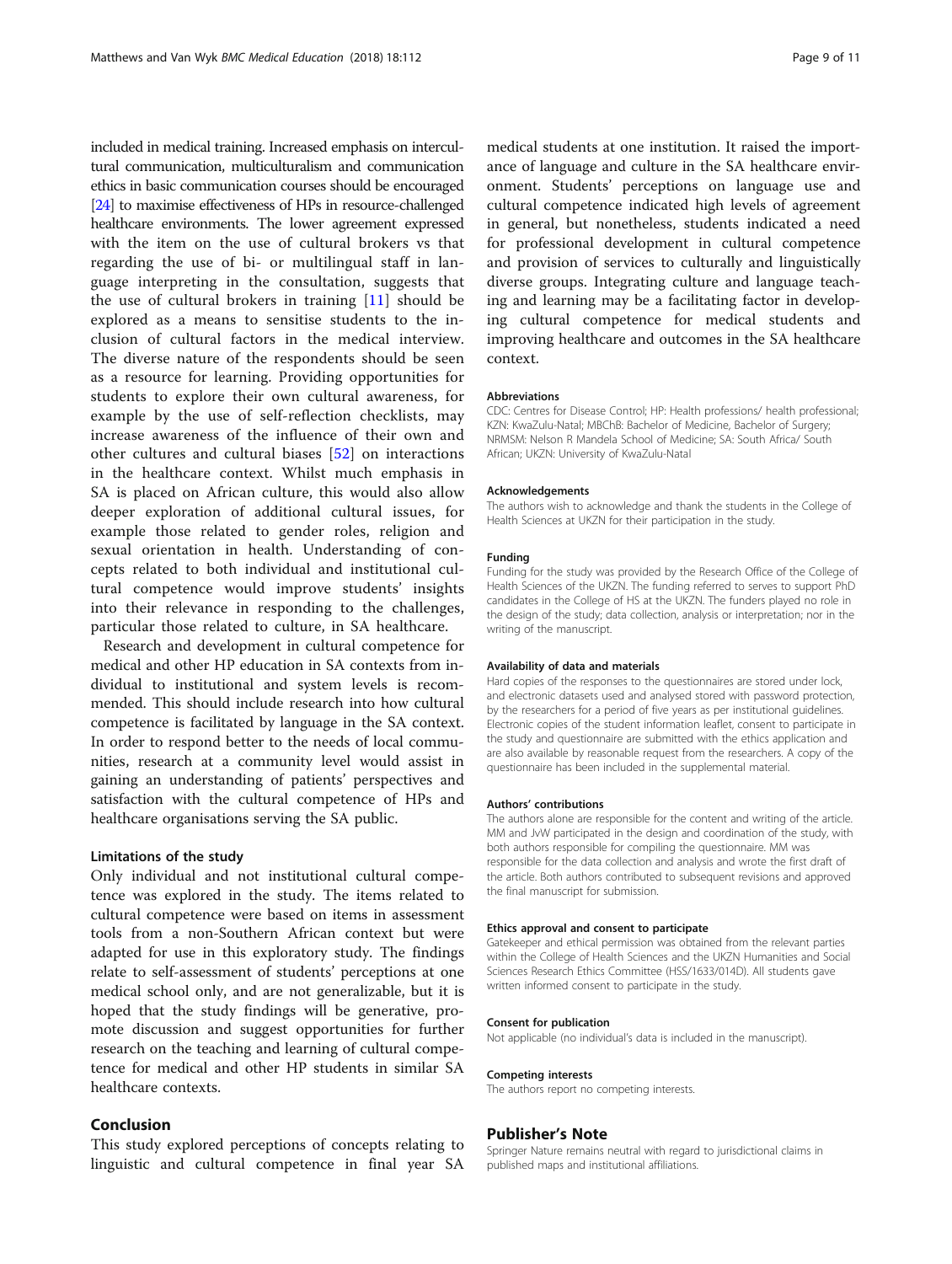included in medical training. Increased emphasis on intercultural communication, multiculturalism and communication ethics in basic communication courses should be encouraged [24] to maximise effectiveness of HPs in resource-challenged healthcare environments. The lower agreement expressed with the item on the use of cultural brokers vs that regarding the use of bi- or multilingual staff in language interpreting in the consultation, suggests that the use of cultural brokers in training [11] should be explored as a means to sensitise students to the inclusion of cultural factors in the medical interview. The diverse nature of the respondents should be seen as a resource for learning. Providing opportunities for students to explore their own cultural awareness, for example by the use of self-reflection checklists, may increase awareness of the influence of their own and other cultures and cultural biases [52] on interactions in the healthcare context. Whilst much emphasis in SA is placed on African culture, this would also allow deeper exploration of additional cultural issues, for example those related to gender roles, religion and sexual orientation in health. Understanding of concepts related to both individual and institutional cultural competence would improve students' insights into their relevance in responding to the challenges, particular those related to culture, in SA healthcare.

Research and development in cultural competence for medical and other HP education in SA contexts from individual to institutional and system levels is recommended. This should include research into how cultural competence is facilitated by language in the SA context. In order to respond better to the needs of local communities, research at a community level would assist in gaining an understanding of patients' perspectives and satisfaction with the cultural competence of HPs and healthcare organisations serving the SA public.

### Limitations of the study

Only individual and not institutional cultural competence was explored in the study. The items related to cultural competence were based on items in assessment tools from a non-Southern African context but were adapted for use in this exploratory study. The findings relate to self-assessment of students' perceptions at one medical school only, and are not generalizable, but it is hoped that the study findings will be generative, promote discussion and suggest opportunities for further research on the teaching and learning of cultural competence for medical and other HP students in similar SA healthcare contexts.

## Conclusion

This study explored perceptions of concepts relating to linguistic and cultural competence in final year SA medical students at one institution. It raised the importance of language and culture in the SA healthcare environment. Students' perceptions on language use and cultural competence indicated high levels of agreement in general, but nonetheless, students indicated a need for professional development in cultural competence and provision of services to culturally and linguistically diverse groups. Integrating culture and language teaching and learning may be a facilitating factor in developing cultural competence for medical students and improving healthcare and outcomes in the SA healthcare context.

#### Abbreviations

CDC: Centres for Disease Control; HP: Health professions/ health professional; KZN: KwaZulu-Natal; MBChB: Bachelor of Medicine, Bachelor of Surgery; NRMSM: Nelson R Mandela School of Medicine; SA: South Africa/ South African; UKZN: University of KwaZulu-Natal

#### Acknowledgements

The authors wish to acknowledge and thank the students in the College of Health Sciences at UKZN for their participation in the study.

#### Funding

Funding for the study was provided by the Research Office of the College of Health Sciences of the UKZN. The funding referred to serves to support PhD candidates in the College of HS at the UKZN. The funders played no role in the design of the study; data collection, analysis or interpretation; nor in the writing of the manuscript.

#### Availability of data and materials

Hard copies of the responses to the questionnaires are stored under lock, and electronic datasets used and analysed stored with password protection, by the researchers for a period of five years as per institutional guidelines. Electronic copies of the student information leaflet, consent to participate in the study and questionnaire are submitted with the ethics application and are also available by reasonable request from the researchers. A copy of the questionnaire has been included in the supplemental material.

#### Authors' contributions

The authors alone are responsible for the content and writing of the article. MM and JvW participated in the design and coordination of the study, with both authors responsible for compiling the questionnaire. MM was responsible for the data collection and analysis and wrote the first draft of the article. Both authors contributed to subsequent revisions and approved the final manuscript for submission.

#### Ethics approval and consent to participate

Gatekeeper and ethical permission was obtained from the relevant parties within the College of Health Sciences and the UKZN Humanities and Social Sciences Research Ethics Committee (HSS/1633/014D). All students gave written informed consent to participate in the study.

#### Consent for publication

Not applicable (no individual's data is included in the manuscript).

#### Competing interests

The authors report no competing interests.

## Publisher's Note

Springer Nature remains neutral with regard to jurisdictional claims in published maps and institutional affiliations.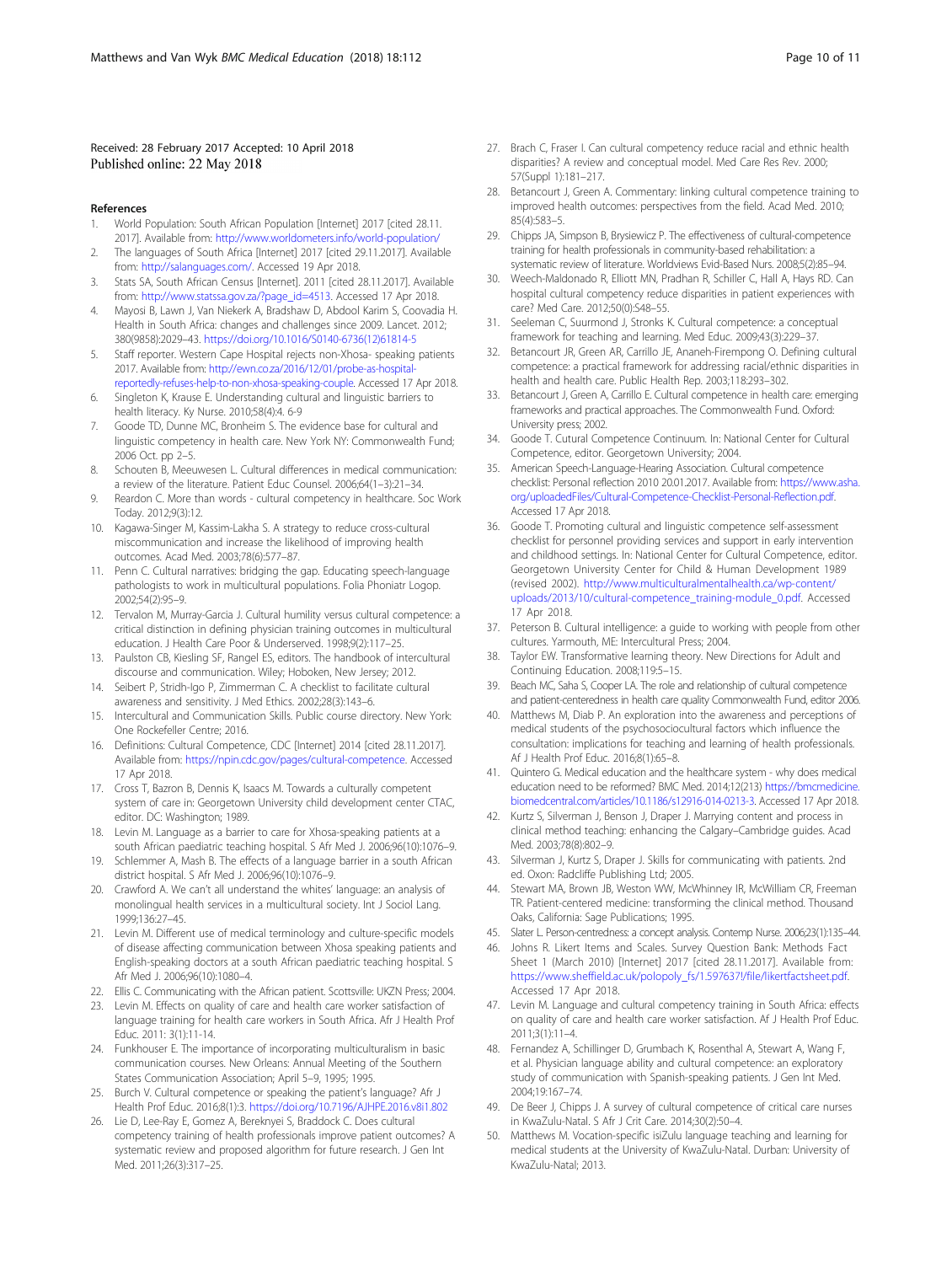Received: 28 February 2017 Accepted: 10 April 2018
Published online: 22 May 2018

## References

1. World Population: South African Population [Internet] 2017 [cited 28.11. 2017]. Available from: http://www.worldometers.info/world-population/
2. The languages of South Africa [Internet] 2017 [cited 29.11.2017]. Available from: http://salanguages.com/. Accessed 19 Apr 2018.
3. Stats SA, South African Census [Internet]. 2011 [cited 28.11.2017]. Available from: http://www.statssa.gov.za/?page_id=4513. Accessed 17 Apr 2018.
4. Mayosi B, Lawn J, Van Niekerk A, Bradshaw D, Abdool Karim S, Coovadia H. Health in South Africa: changes and challenges since 2009. Lancet. 2012; 380(9858):2029–43. https://doi.org/10.1016/S0140-6736(12)61814-5
5. Staff reporter. Western Cape Hospital rejects non-Xhosa- speaking patients 2017. Available from: http://ewn.co.za/2016/12/01/probe-as-hospital-reportedly-refuses-help-to-non-xhosa-speaking-couple. Accessed 17 Apr 2018.
6. Singleton K, Krause E. Understanding cultural and linguistic barriers to health literacy. Ky Nurse. 2010;58(4):4. 6-9
7. Goode TD, Dunne MC, Bronheim S. The evidence base for cultural and linguistic competency in health care. New York NY: Commonwealth Fund; 2006 Oct. pp 2–5.
8. Schouten B, Meeuwesen L. Cultural differences in medical communication: a review of the literature. Patient Educ Counsel. 2006;64(1–3):21–34.
9. Reardon C. More than words - cultural competency in healthcare. Soc Work Today. 2012;9(3):12.
10. Kagawa-Singer M, Kassim-Lakha S. A strategy to reduce cross-cultural miscommunication and increase the likelihood of improving health outcomes. Acad Med. 2003;78(6):577–87.
11. Penn C. Cultural narratives: bridging the gap. Educating speech-language pathologists to work in multicultural populations. Folia Phoniatr Logop. 2002;54(2):95–9.
12. Tervalon M, Murray-Garcia J. Cultural humility versus cultural competence: a critical distinction in defining physician training outcomes in multicultural education. J Health Care Poor & Underserved. 1998;9(2):117–25.
13. Paulston CB, Kiesling SF, Rangel ES, editors. The handbook of intercultural discourse and communication. Wiley; Hoboken, New Jersey; 2012.
14. Seibert P, Stridh-Igo P, Zimmerman C. A checklist to facilitate cultural awareness and sensitivity. J Med Ethics. 2002;28(3):143–6.
15. Intercultural and Communication Skills. Public course directory. New York: One Rockefeller Centre; 2016.
16. Definitions: Cultural Competence, CDC [Internet] 2014 [cited 28.11.2017]. Available from: https://npin.cdc.gov/pages/cultural-competence. Accessed 17 Apr 2018.
17. Cross T, Bazron B, Dennis K, Isaacs M. Towards a culturally competent system of care in: Georgetown University child development center CTAC, editor. DC: Washington; 1989.
18. Levin M. Language as a barrier to care for Xhosa-speaking patients at a south African paediatric teaching hospital. S Afr Med J. 2006;96(10):1076–9.
19. Schlemmer A, Mash B. The effects of a language barrier in a south African district hospital. S Afr Med J. 2006;96(10):1076–9.
20. Crawford A. We can't all understand the whites' language: an analysis of monolingual health services in a multicultural society. Int J Sociol Lang. 1999;136:27–45.
21. Levin M. Different use of medical terminology and culture-specific models of disease affecting communication between Xhosa speaking patients and English-speaking doctors at a south African paediatric teaching hospital. S Afr Med J. 2006;96(10):1080–4.
22. Ellis C. Communicating with the African patient. Scottsville: UKZN Press; 2004.
23. Levin M. Effects on quality of care and health care worker satisfaction of language training for health care workers in South Africa. Afr J Health Prof Educ. 2011: 3(1):11-14.
24. Funkhouser E. The importance of incorporating multiculturalism in basic communication courses. New Orleans: Annual Meeting of the Southern States Communication Association; April 5–9, 1995; 1995.
25. Burch V. Cultural competence or speaking the patient's language? Afr J Health Prof Educ. 2016;8(1):3. https://doi.org/10.7196/AJHPE.2016.v8i1.802
26. Lie D, Lee-Ray E, Gomez A, Bereknyei S, Braddock C. Does cultural competency training of health professionals improve patient outcomes? A systematic review and proposed algorithm for future research. J Gen Int Med. 2011;26(3):317–25.
27. Brach C, Fraser I. Can cultural competency reduce racial and ethnic health disparities? A review and conceptual model. Med Care Res Rev. 2000; 57(Suppl 1):181–217.
28. Betancourt J, Green A. Commentary: linking cultural competence training to improved health outcomes: perspectives from the field. Acad Med. 2010; 85(4):583–5.
29. Chipps JA, Simpson B, Brysiewicz P. The effectiveness of cultural-competence training for health professionals in community-based rehabilitation: a systematic review of literature. Worldviews Evid-Based Nurs. 2008;5(2):85–94.
30. Weech-Maldonado R, Elliott MN, Pradhan R, Schiller C, Hall A, Hays RD. Can hospital cultural competency reduce disparities in patient experiences with care? Med Care. 2012;50(0):S48–55.
31. Seeleman C, Suurmond J, Stronks K. Cultural competence: a conceptual framework for teaching and learning. Med Educ. 2009;43(3):229–37.
32. Betancourt JR, Green AR, Carrillo JE, Ananeh-Firempong O. Defining cultural competence: a practical framework for addressing racial/ethnic disparities in health and health care. Public Health Rep. 2003;118:293–302.
33. Betancourt J, Green A, Carillo E. Cultural competence in health care: emerging frameworks and practical approaches. The Commonwealth Fund. Oxford: University press; 2002.
34. Goode T. Cutural Competence Continuum. In: National Center for Cultural Competence, editor. Georgetown University; 2004.
35. American Speech-Language-Hearing Association. Cultural competence checklist: Personal reflection 2010 20.01.2017. Available from: https://www.asha.org/uploadedFiles/Cultural-Competence-Checklist-Personal-Reflection.pdf. Accessed 17 Apr 2018.
36. Goode T. Promoting cultural and linguistic competence self-assessment checklist for personnel providing services and support in early intervention and childhood settings. In: National Center for Cultural Competence, editor. Georgetown University Center for Child & Human Development 1989 (revised 2002). http://www.multiculturalmentalhealth.ca/wp-content/uploads/2013/10/cultural-competence_training-module_0.pdf. Accessed 17 Apr 2018.
37. Peterson B. Cultural intelligence: a guide to working with people from other cultures. Yarmouth, ME: Intercultural Press; 2004.
38. Taylor EW. Transformative learning theory. New Directions for Adult and Continuing Education. 2008;119:5–15.
39. Beach MC, Saha S, Cooper LA. The role and relationship of cultural competence and patient-centeredness in health care quality Commonwealth Fund, editor 2006.
40. Matthews M, Diab P. An exploration into the awareness and perceptions of medical students of the psychosociocultural factors which influence the consultation: implications for teaching and learning of health professionals. Af J Health Prof Educ. 2016;8(1):65–8.
41. Quintero G. Medical education and the healthcare system - why does medical education need to be reformed? BMC Med. 2014;12(213) https://bmcmedicine.biomedcentral.com/articles/10.1186/s12916-014-0213-3. Accessed 17 Apr 2018.
42. Kurtz S, Silverman J, Benson J, Draper J. Marrying content and process in clinical method teaching: enhancing the Calgary–Cambridge guides. Acad Med. 2003;78(8):802–9.
43. Silverman J, Kurtz S, Draper J. Skills for communicating with patients. 2nd ed. Oxon: Radcliffe Publishing Ltd; 2005.
44. Stewart MA, Brown JB, Weston WW, McWhinney IR, McWilliam CR, Freeman TR. Patient-centered medicine: transforming the clinical method. Thousand Oaks, California: Sage Publications; 1995.
45. Slater L. Person-centredness: a concept analysis. Contemp Nurse. 2006;23(1):135–44.
46. Johns R. Likert Items and Scales. Survey Question Bank: Methods Fact Sheet 1 (March 2010) [Internet] 2017 [cited 28.11.2017]. Available from: https://www.sheffield.ac.uk/polopoly_fs/1.597637!/file/likertfactsheet.pdf. Accessed 17 Apr 2018.
47. Levin M. Language and cultural competency training in South Africa: effects on quality of care and health care worker satisfaction. Af J Health Prof Educ. 2011;3(1):11–4.
48. Fernandez A, Schillinger D, Grumbach K, Rosenthal A, Stewart A, Wang F, et al. Physician language ability and cultural competence: an exploratory study of communication with Spanish-speaking patients. J Gen Int Med. 2004;19:167–74.
49. De Beer J, Chipps J. A survey of cultural competence of critical care nurses in KwaZulu-Natal. S Afr J Crit Care. 2014;30(2):50–4.
50. Matthews M. Vocation-specific isiZulu language teaching and learning for medical students at the University of KwaZulu-Natal. Durban: University of KwaZulu-Natal; 2013.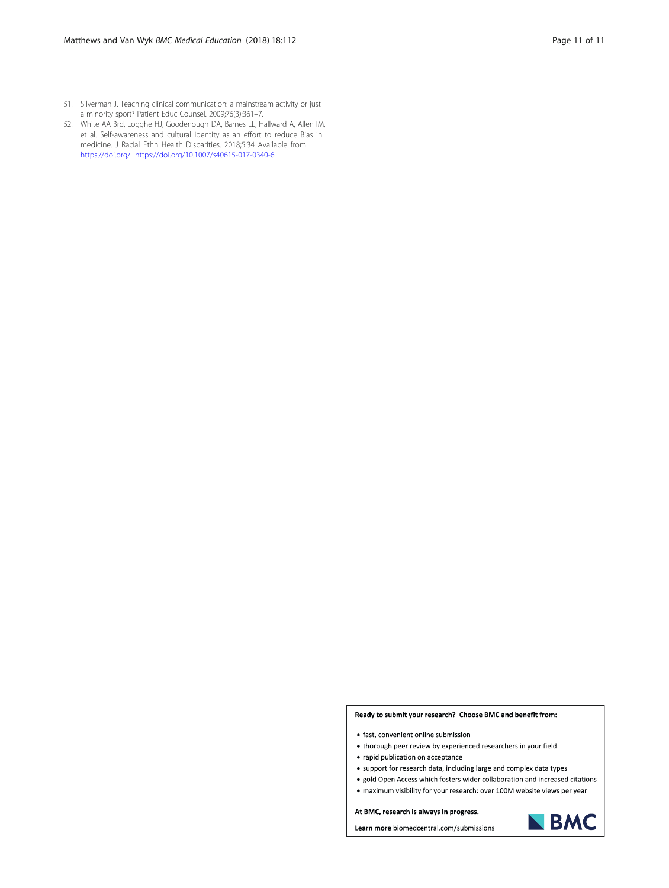51. Silverman J. Teaching clinical communication: a mainstream activity or just a minority sport? Patient Educ Counsel. 2009;76(3):361–7.
52. White AA 3rd, Logghe HJ, Goodenough DA, Barnes LL, Hallward A, Allen IM, et al. Self-awareness and cultural identity as an effort to reduce Bias in medicine. J Racial Ethn Health Disparities. 2018;5:34 Available from: https://doi.org/. https://doi.org/10.1007/s40615-017-0340-6.

**Ready to submit your research? Choose BMC and benefit from:**

- fast, convenient online submission
- thorough peer review by experienced researchers in your field
- rapid publication on acceptance
- support for research data, including large and complex data types
- gold Open Access which fosters wider collaboration and increased citations
- maximum visibility for your research: over 100M website views per year

**At BMC, research is always in progress.**

**Learn more** biomedcentral.com/submissions

BMC